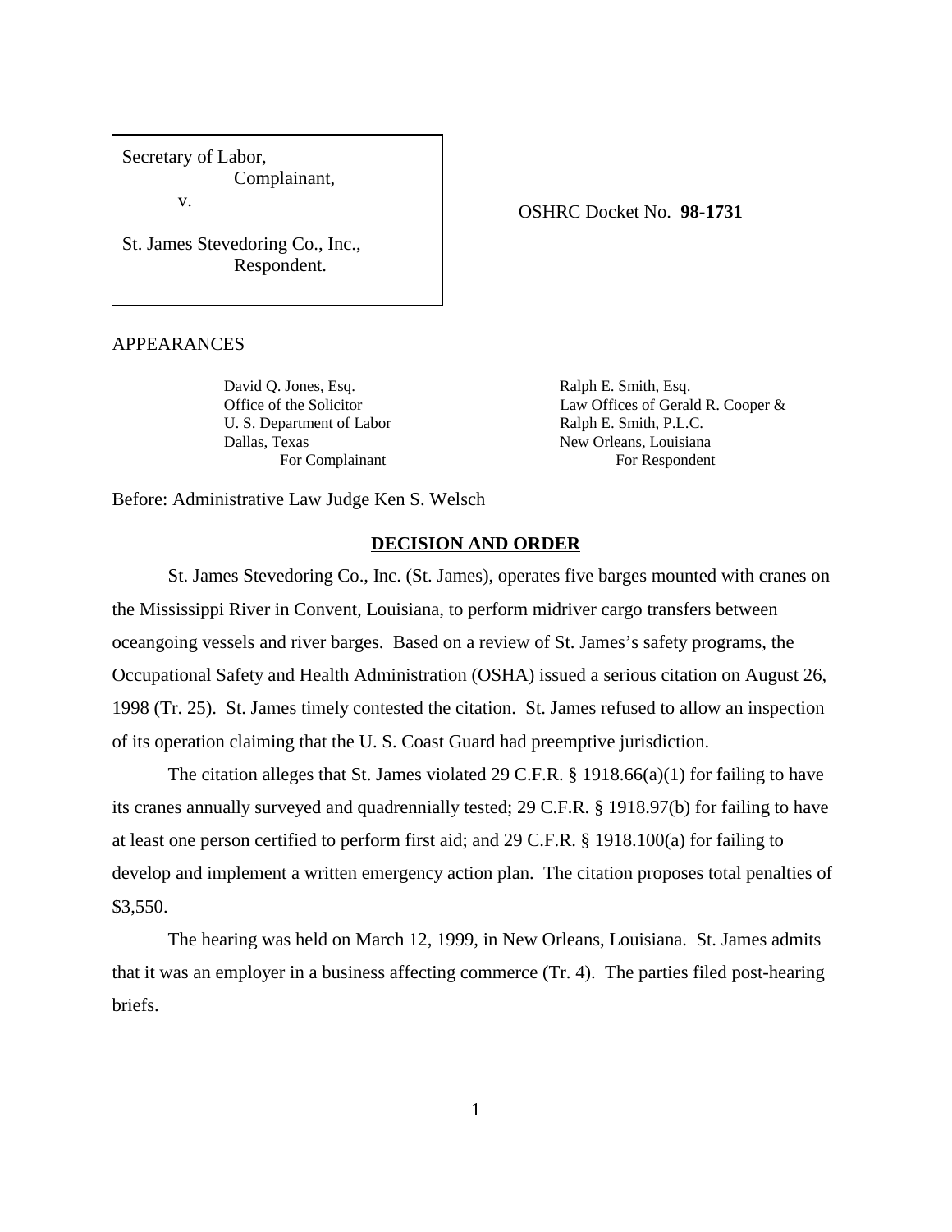Secretary of Law,
Complainant,

v.

St. James Stevedoring Co., Inc.,
Respondent.

OSHRC Docket No. **98-1731**

APPEARANCES

David Q. Jones, Esq.
Office of the Solicitor
U. S. Department of Labor
Dallas, Texas
For Complainant

Ralph E. Smith, Esq.
Law Offices of Gerald R. Cooper & Ralph E. Smith, P.L.C.
New Orleans, Louisiana
For Respondent

Before: Administrative Law Judge Ken S. Welsch

## DECISION AND ORDER

St. James Stevedoring Co., Inc. (St. James), operates five barges mounted with cranes on the Mississippi River in Convent, Louisiana, to perform midriver cargo transfers between oceangoing vessels and river barges. Based on a review of St. James's safety programs, the Occupational Safety and Health Administration (OSHA) issued a serious citation on August 26, 1998 (Tr. 25). St. James timely contested the citation. St. James refused to allow an inspection of its operation claiming that the U. S. Coast Guard had preemptive jurisdiction.

The citation alleges that St. James violated 29 C.F.R. § 1918.66(a)(1) for failing to have its cranes annually surveyed and quadrennially tested; 29 C.F.R. § 1918.97(b) for failing to have at least one person certified to perform first aid; and 29 C.F.R. § 1918.100(a) for failing to develop and implement a written emergency action plan. The citation proposes total penalties of $3,550.

The hearing was held on March 12, 1999, in New Orleans, Louisiana. St. James admits that it was an employer in a business affecting commerce (Tr. 4). The parties filed post-hearing briefs.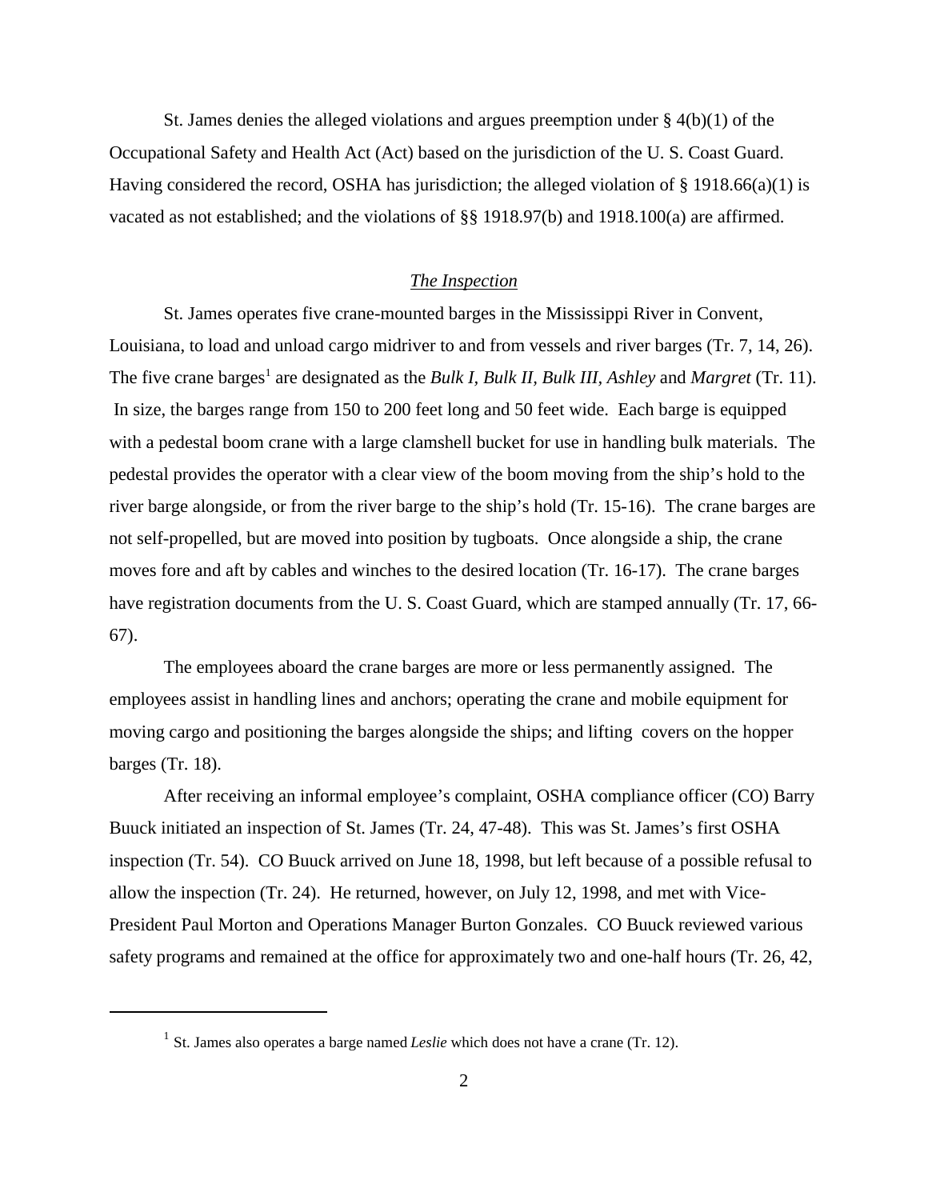St. James denies the alleged violations and argues preemption under § 4(b)(1) of the Occupational Safety and Health Act (Act) based on the jurisdiction of the U. S. Coast Guard. Having considered the record, OSHA has jurisdiction; the alleged violation of § 1918.66(a)(1) is vacated as not established; and the violations of §§ 1918.97(b) and 1918.100(a) are affirmed.

## The Inspection

St. James operates five crane-mounted barges in the Mississippi River in Convent, Louisiana, to load and unload cargo midriver to and from vessels and river barges (Tr. 7, 14, 26). The five crane barges[1] are designated as the *Bulk I, Bulk II, Bulk III, Ashley* and *Margret* (Tr. 11). In size, the barges range from 150 to 200 feet long and 50 feet wide. Each barge is equipped with a pedestal boom crane with a large clamshell bucket for use in handling bulk materials. The pedestal provides the operator with a clear view of the boom moving from the ship's hold to the river barge alongside, or from the river barge to the ship's hold (Tr. 15-16). The crane barges are not self-propelled, but are moved into position by tugboats. Once alongside a ship, the crane moves fore and aft by cables and winches to the desired location (Tr. 16-17). The crane barges have registration documents from the U. S. Coast Guard, which are stamped annually (Tr. 17, 66-67).

The employees aboard the crane barges are more or less permanently assigned. The employees assist in handling lines and anchors; operating the crane and mobile equipment for moving cargo and positioning the barges alongside the ships; and lifting covers on the hopper barges (Tr. 18).

After receiving an informal employee's complaint, OSHA compliance officer (CO) Barry Buuck initiated an inspection of St. James (Tr. 24, 47-48). This was St. James's first OSHA inspection (Tr. 54). CO Buuck arrived on June 18, 1998, but left because of a possible refusal to allow the inspection (Tr. 24). He returned, however, on July 12, 1998, and met with Vice-President Paul Morton and Operations Manager Burton Gonzales. CO Buuck reviewed various safety programs and remained at the office for approximately two and one-half hours (Tr. 26, 42,

---

[1] St. James also operates a barge named *Leslie* which does not have a crane (Tr. 12).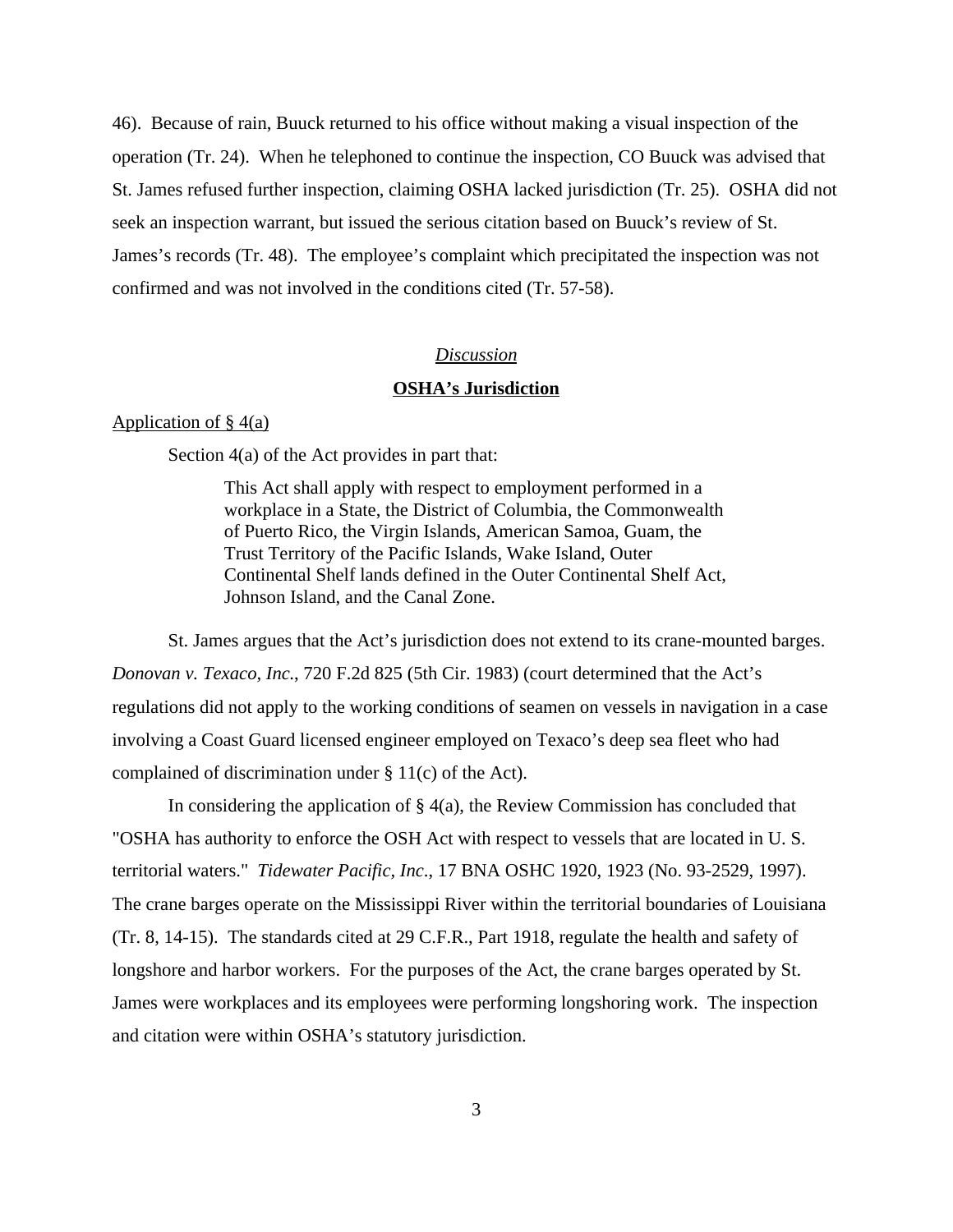46). Because of rain, Buuck returned to his office without making a visual inspection of the operation (Tr. 24). When he telephoned to continue the inspection, CO Buuck was advised that St. James refused further inspection, claiming OSHA lacked jurisdiction (Tr. 25). OSHA did not seek an inspection warrant, but issued the serious citation based on Buuck's review of St. James's records (Tr. 48). The employee's complaint which precipitated the inspection was not confirmed and was not involved in the conditions cited (Tr. 57-58).

## *Discussion*

### **OSHA's Jurisdiction**

Application of § 4(a)

Section 4(a) of the Act provides in part that:

> This Act shall apply with respect to employment performed in a workplace in a State, the District of Columbia, the Commonwealth of Puerto Rico, the Virgin Islands, American Samoa, Guam, the Trust Territory of the Pacific Islands, Wake Island, Outer Continental Shelf lands defined in the Outer Continental Shelf Act, Johnson Island, and the Canal Zone.

St. James argues that the Act's jurisdiction does not extend to its crane-mounted barges. *Donovan v. Texaco, Inc.*, 720 F.2d 825 (5th Cir. 1983) (court determined that the Act's regulations did not apply to the working conditions of seamen on vessels in navigation in a case involving a Coast Guard licensed engineer employed on Texaco's deep sea fleet who had complained of discrimination under § 11(c) of the Act).

In considering the application of § 4(a), the Review Commission has concluded that "OSHA has authority to enforce the OSH Act with respect to vessels that are located in U. S. territorial waters." *Tidewater Pacific, Inc*., 17 BNA OSHC 1920, 1923 (No. 93-2529, 1997). The crane barges operate on the Mississippi River within the territorial boundaries of Louisiana (Tr. 8, 14-15). The standards cited at 29 C.F.R., Part 1918, regulate the health and safety of longshore and harbor workers. For the purposes of the Act, the crane barges operated by St. James were workplaces and its employees were performing longshoring work. The inspection and citation were within OSHA's statutory jurisdiction.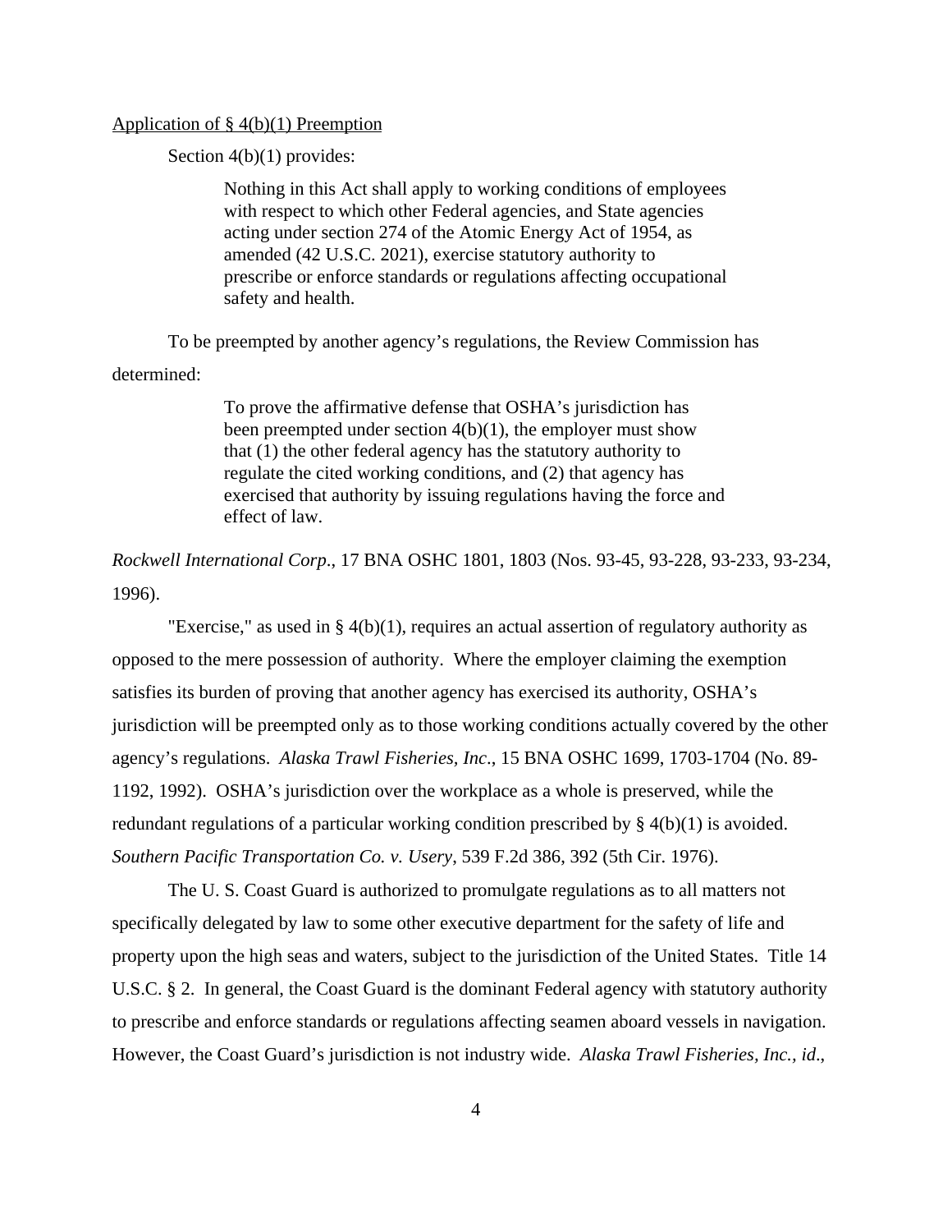Application of § 4(b)(1) Preemption

Section 4(b)(1) provides:

> Nothing in this Act shall apply to working conditions of employees with respect to which other Federal agencies, and State agencies acting under section 274 of the Atomic Energy Act of 1954, as amended (42 U.S.C. 2021), exercise statutory authority to prescribe or enforce standards or regulations affecting occupational safety and health.

To be preempted by another agency's regulations, the Review Commission has determined:

> To prove the affirmative defense that OSHA's jurisdiction has been preempted under section 4(b)(1), the employer must show that (1) the other federal agency has the statutory authority to regulate the cited working conditions, and (2) that agency has exercised that authority by issuing regulations having the force and effect of law.

*Rockwell International Corp*., 17 BNA OSHC 1801, 1803 (Nos. 93-45, 93-228, 93-233, 93-234, 1996).

"Exercise," as used in § 4(b)(1), requires an actual assertion of regulatory authority as opposed to the mere possession of authority. Where the employer claiming the exemption satisfies its burden of proving that another agency has exercised its authority, OSHA's jurisdiction will be preempted only as to those working conditions actually covered by the other agency's regulations. *Alaska Trawl Fisheries, Inc*., 15 BNA OSHC 1699, 1703-1704 (No. 89-1192, 1992). OSHA's jurisdiction over the workplace as a whole is preserved, while the redundant regulations of a particular working condition prescribed by § 4(b)(1) is avoided. *Southern Pacific Transportation Co. v. Usery*, 539 F.2d 386, 392 (5th Cir. 1976).

The U. S. Coast Guard is authorized to promulgate regulations as to all matters not specifically delegated by law to some other executive department for the safety of life and property upon the high seas and waters, subject to the jurisdiction of the United States. Title 14 U.S.C. § 2. In general, the Coast Guard is the dominant Federal agency with statutory authority to prescribe and enforce standards or regulations affecting seamen aboard vessels in navigation. However, the Coast Guard's jurisdiction is not industry wide. *Alaska Trawl Fisheries, Inc., id*.,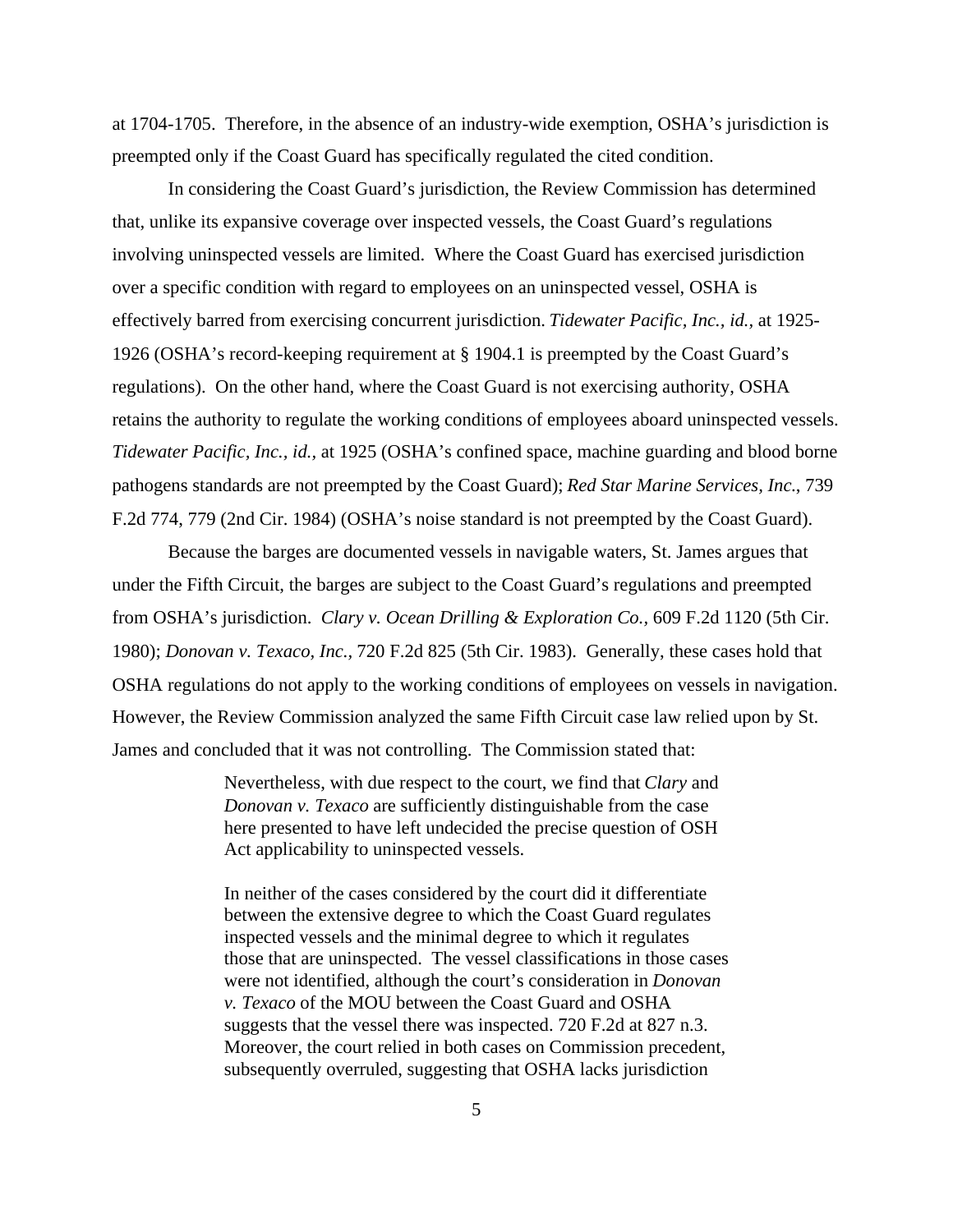at 1704-1705. Therefore, in the absence of an industry-wide exemption, OSHA's jurisdiction is preempted only if the Coast Guard has specifically regulated the cited condition.

In considering the Coast Guard's jurisdiction, the Review Commission has determined that, unlike its expansive coverage over inspected vessels, the Coast Guard's regulations involving uninspected vessels are limited. Where the Coast Guard has exercised jurisdiction over a specific condition with regard to employees on an uninspected vessel, OSHA is effectively barred from exercising concurrent jurisdiction. *Tidewater Pacific, Inc., id.,* at 1925-1926 (OSHA's record-keeping requirement at § 1904.1 is preempted by the Coast Guard's regulations). On the other hand, where the Coast Guard is not exercising authority, OSHA retains the authority to regulate the working conditions of employees aboard uninspected vessels. *Tidewater Pacific, Inc., id.,* at 1925 (OSHA's confined space, machine guarding and blood borne pathogens standards are not preempted by the Coast Guard); *Red Star Marine Services, Inc.*, 739 F.2d 774, 779 (2nd Cir. 1984) (OSHA's noise standard is not preempted by the Coast Guard).

Because the barges are documented vessels in navigable waters, St. James argues that under the Fifth Circuit, the barges are subject to the Coast Guard's regulations and preempted from OSHA's jurisdiction. *Clary v. Ocean Drilling & Exploration Co.*, 609 F.2d 1120 (5th Cir. 1980); *Donovan v. Texaco, Inc.*, 720 F.2d 825 (5th Cir. 1983). Generally, these cases hold that OSHA regulations do not apply to the working conditions of employees on vessels in navigation. However, the Review Commission analyzed the same Fifth Circuit case law relied upon by St. James and concluded that it was not controlling. The Commission stated that:

> Nevertheless, with due respect to the court, we find that *Clary* and *Donovan v. Texaco* are sufficiently distinguishable from the case here presented to have left undecided the precise question of OSH Act applicability to uninspected vessels.
>
> In neither of the cases considered by the court did it differentiate between the extensive degree to which the Coast Guard regulates inspected vessels and the minimal degree to which it regulates those that are uninspected. The vessel classifications in those cases were not identified, although the court's consideration in *Donovan v. Texaco* of the MOU between the Coast Guard and OSHA suggests that the vessel there was inspected. 720 F.2d at 827 n.3. Moreover, the court relied in both cases on Commission precedent, subsequently overruled, suggesting that OSHA lacks jurisdiction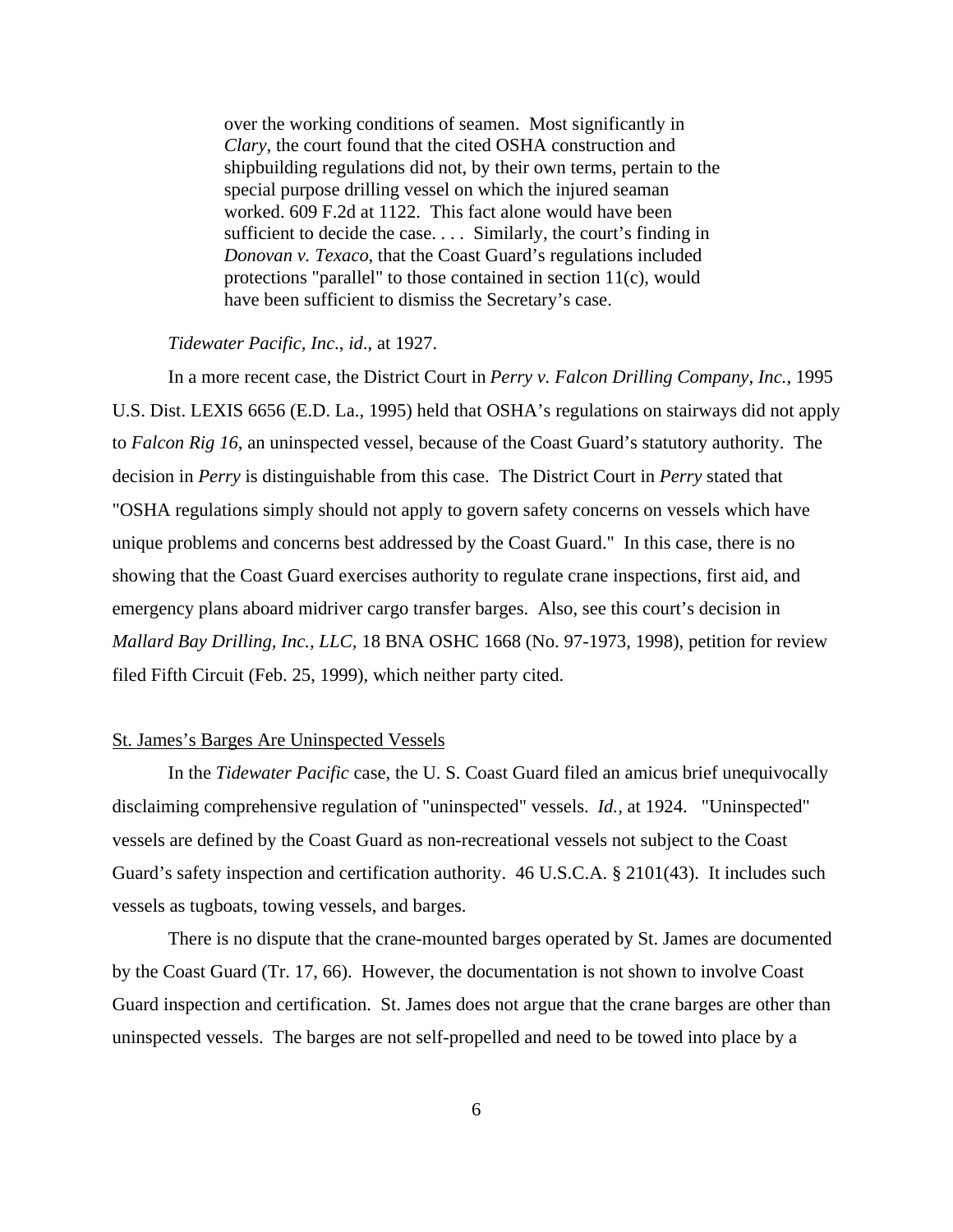> over the working conditions of seamen. Most significantly in *Clary*, the court found that the cited OSHA construction and shipbuilding regulations did not, by their own terms, pertain to the special purpose drilling vessel on which the injured seaman worked. 609 F.2d at 1122. This fact alone would have been sufficient to decide the case. . . . Similarly, the court's finding in *Donovan v. Texaco*, that the Coast Guard's regulations included protections "parallel" to those contained in section 11(c), would have been sufficient to dismiss the Secretary's case.

*Tidewater Pacific, Inc*., *id*., at 1927.

In a more recent case, the District Court in *Perry v. Falcon Drilling Company, Inc.*, 1995 U.S. Dist. LEXIS 6656 (E.D. La., 1995) held that OSHA's regulations on stairways did not apply to *Falcon Rig 16*, an uninspected vessel, because of the Coast Guard's statutory authority. The decision in *Perry* is distinguishable from this case. The District Court in *Perry* stated that "OSHA regulations simply should not apply to govern safety concerns on vessels which have unique problems and concerns best addressed by the Coast Guard." In this case, there is no showing that the Coast Guard exercises authority to regulate crane inspections, first aid, and emergency plans aboard midriver cargo transfer barges. Also, see this court's decision in *Mallard Bay Drilling, Inc., LLC,* 18 BNA OSHC 1668 (No. 97-1973, 1998), petition for review filed Fifth Circuit (Feb. 25, 1999), which neither party cited.

St. James's Barges Are Uninspected Vessels

In the *Tidewater Pacific* case, the U. S. Coast Guard filed an amicus brief unequivocally disclaiming comprehensive regulation of "uninspected" vessels. *Id.*, at 1924. "Uninspected" vessels are defined by the Coast Guard as non-recreational vessels not subject to the Coast Guard's safety inspection and certification authority. 46 U.S.C.A. § 2101(43). It includes such vessels as tugboats, towing vessels, and barges.

There is no dispute that the crane-mounted barges operated by St. James are documented by the Coast Guard (Tr. 17, 66). However, the documentation is not shown to involve Coast Guard inspection and certification. St. James does not argue that the crane barges are other than uninspected vessels. The barges are not self-propelled and need to be towed into place by a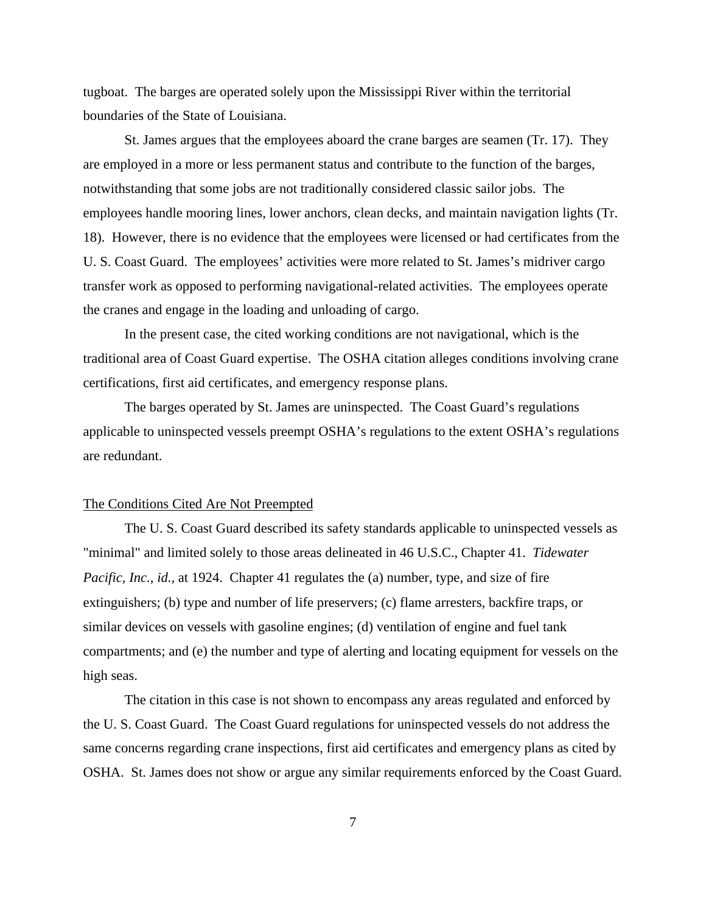tugboat. The barges are operated solely upon the Mississippi River within the territorial boundaries of the State of Louisiana.

St. James argues that the employees aboard the crane barges are seamen (Tr. 17). They are employed in a more or less permanent status and contribute to the function of the barges, notwithstanding that some jobs are not traditionally considered classic sailor jobs. The employees handle mooring lines, lower anchors, clean decks, and maintain navigation lights (Tr. 18). However, there is no evidence that the employees were licensed or had certificates from the U. S. Coast Guard. The employees' activities were more related to St. James's midriver cargo transfer work as opposed to performing navigational-related activities. The employees operate the cranes and engage in the loading and unloading of cargo.

In the present case, the cited working conditions are not navigational, which is the traditional area of Coast Guard expertise. The OSHA citation alleges conditions involving crane certifications, first aid certificates, and emergency response plans.

The barges operated by St. James are uninspected. The Coast Guard's regulations applicable to uninspected vessels preempt OSHA's regulations to the extent OSHA's regulations are redundant.

<u>The Conditions Cited Are Not Preempted</u>

The U. S. Coast Guard described its safety standards applicable to uninspected vessels as "minimal" and limited solely to those areas delineated in 46 U.S.C., Chapter 41. *Tidewater Pacific, Inc., id.*, at 1924. Chapter 41 regulates the (a) number, type, and size of fire extinguishers; (b) type and number of life preservers; (c) flame arresters, backfire traps, or similar devices on vessels with gasoline engines; (d) ventilation of engine and fuel tank compartments; and (e) the number and type of alerting and locating equipment for vessels on the high seas.

The citation in this case is not shown to encompass any areas regulated and enforced by the U. S. Coast Guard. The Coast Guard regulations for uninspected vessels do not address the same concerns regarding crane inspections, first aid certificates and emergency plans as cited by OSHA. St. James does not show or argue any similar requirements enforced by the Coast Guard.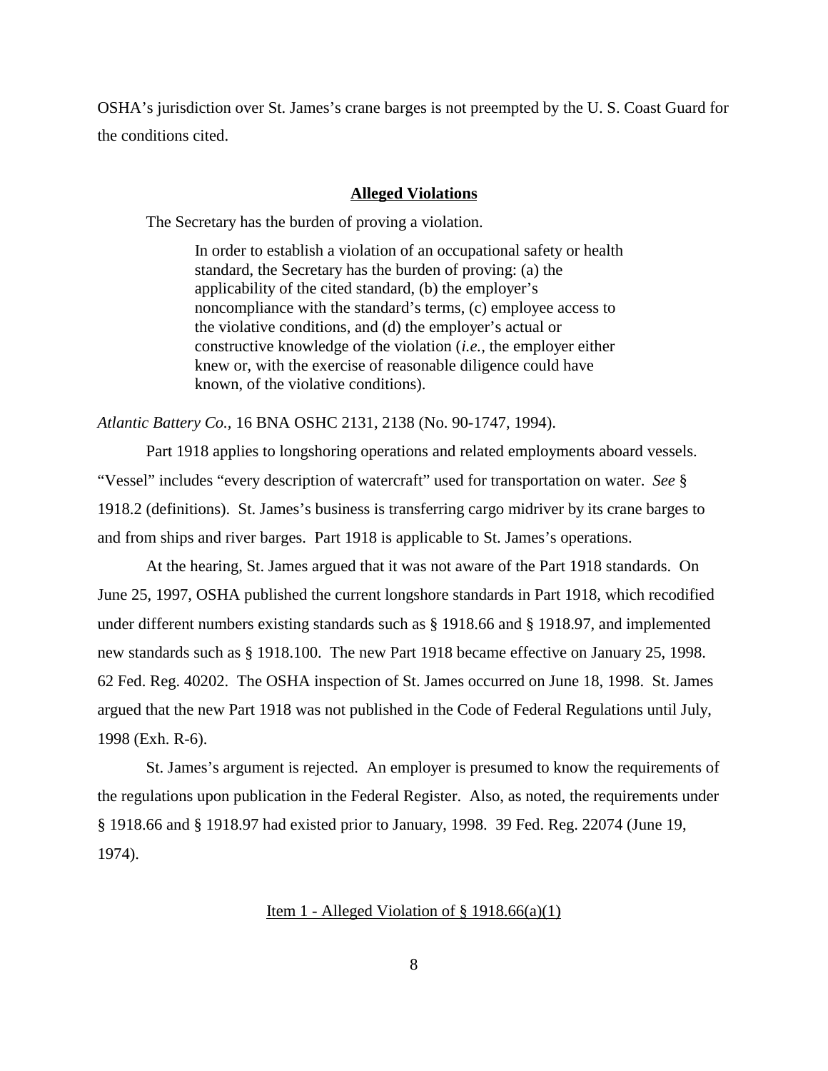OSHA's jurisdiction over St. James's crane barges is not preempted by the U. S. Coast Guard for the conditions cited.

## **Alleged Violations**

The Secretary has the burden of proving a violation.

> In order to establish a violation of an occupational safety or health standard, the Secretary has the burden of proving: (a) the applicability of the cited standard, (b) the employer's noncompliance with the standard's terms, (c) employee access to the violative conditions, and (d) the employer's actual or constructive knowledge of the violation (*i.e.*, the employer either knew or, with the exercise of reasonable diligence could have known, of the violative conditions).

*Atlantic Battery Co.*, 16 BNA OSHC 2131, 2138 (No. 90-1747, 1994).

Part 1918 applies to longshoring operations and related employments aboard vessels. "Vessel" includes "every description of watercraft" used for transportation on water. *See* § 1918.2 (definitions). St. James's business is transferring cargo midriver by its crane barges to and from ships and river barges. Part 1918 is applicable to St. James's operations.

At the hearing, St. James argued that it was not aware of the Part 1918 standards. On June 25, 1997, OSHA published the current longshore standards in Part 1918, which recodified under different numbers existing standards such as § 1918.66 and § 1918.97, and implemented new standards such as § 1918.100. The new Part 1918 became effective on January 25, 1998. 62 Fed. Reg. 40202. The OSHA inspection of St. James occurred on June 18, 1998. St. James argued that the new Part 1918 was not published in the Code of Federal Regulations until July, 1998 (Exh. R-6).

St. James's argument is rejected. An employer is presumed to know the requirements of the regulations upon publication in the Federal Register. Also, as noted, the requirements under § 1918.66 and § 1918.97 had existed prior to January, 1998. 39 Fed. Reg. 22074 (June 19, 1974).

### Item 1 - Alleged Violation of § 1918.66(a)(1)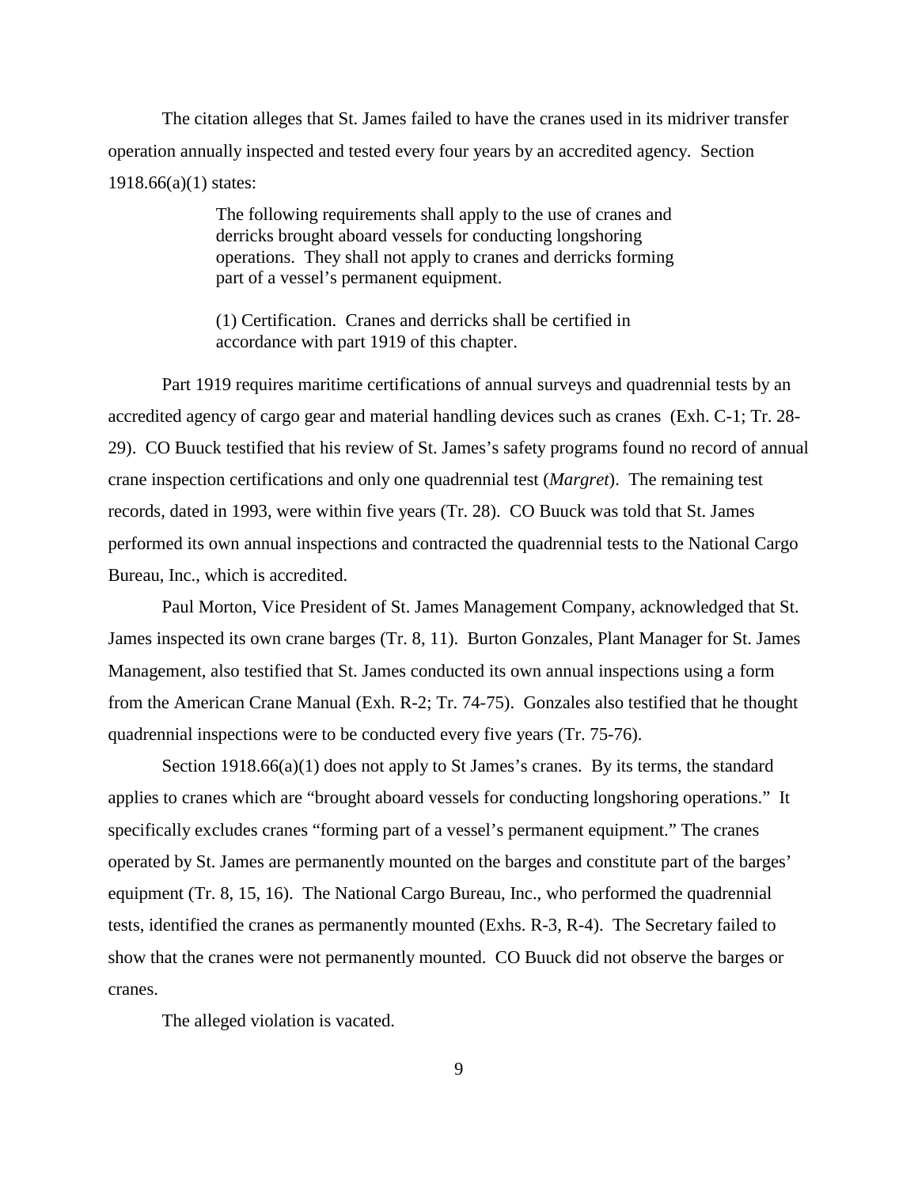The citation alleges that St. James failed to have the cranes used in its midriver transfer operation annually inspected and tested every four years by an accredited agency. Section 1918.66(a)(1) states:

> The following requirements shall apply to the use of cranes and derricks brought aboard vessels for conducting longshoring operations. They shall not apply to cranes and derricks forming part of a vessel's permanent equipment.
>
> (1) Certification. Cranes and derricks shall be certified in accordance with part 1919 of this chapter.

Part 1919 requires maritime certifications of annual surveys and quadrennial tests by an accredited agency of cargo gear and material handling devices such as cranes (Exh. C-1; Tr. 28-29). CO Buuck testified that his review of St. James's safety programs found no record of annual crane inspection certifications and only one quadrennial test (*Margret*). The remaining test records, dated in 1993, were within five years (Tr. 28). CO Buuck was told that St. James performed its own annual inspections and contracted the quadrennial tests to the National Cargo Bureau, Inc., which is accredited.

Paul Morton, Vice President of St. James Management Company, acknowledged that St. James inspected its own crane barges (Tr. 8, 11). Burton Gonzales, Plant Manager for St. James Management, also testified that St. James conducted its own annual inspections using a form from the American Crane Manual (Exh. R-2; Tr. 74-75). Gonzales also testified that he thought quadrennial inspections were to be conducted every five years (Tr. 75-76).

Section 1918.66(a)(1) does not apply to St James's cranes. By its terms, the standard applies to cranes which are "brought aboard vessels for conducting longshoring operations." It specifically excludes cranes "forming part of a vessel's permanent equipment." The cranes operated by St. James are permanently mounted on the barges and constitute part of the barges' equipment (Tr. 8, 15, 16). The National Cargo Bureau, Inc., who performed the quadrennial tests, identified the cranes as permanently mounted (Exhs. R-3, R-4). The Secretary failed to show that the cranes were not permanently mounted. CO Buuck did not observe the barges or cranes.

The alleged violation is vacated.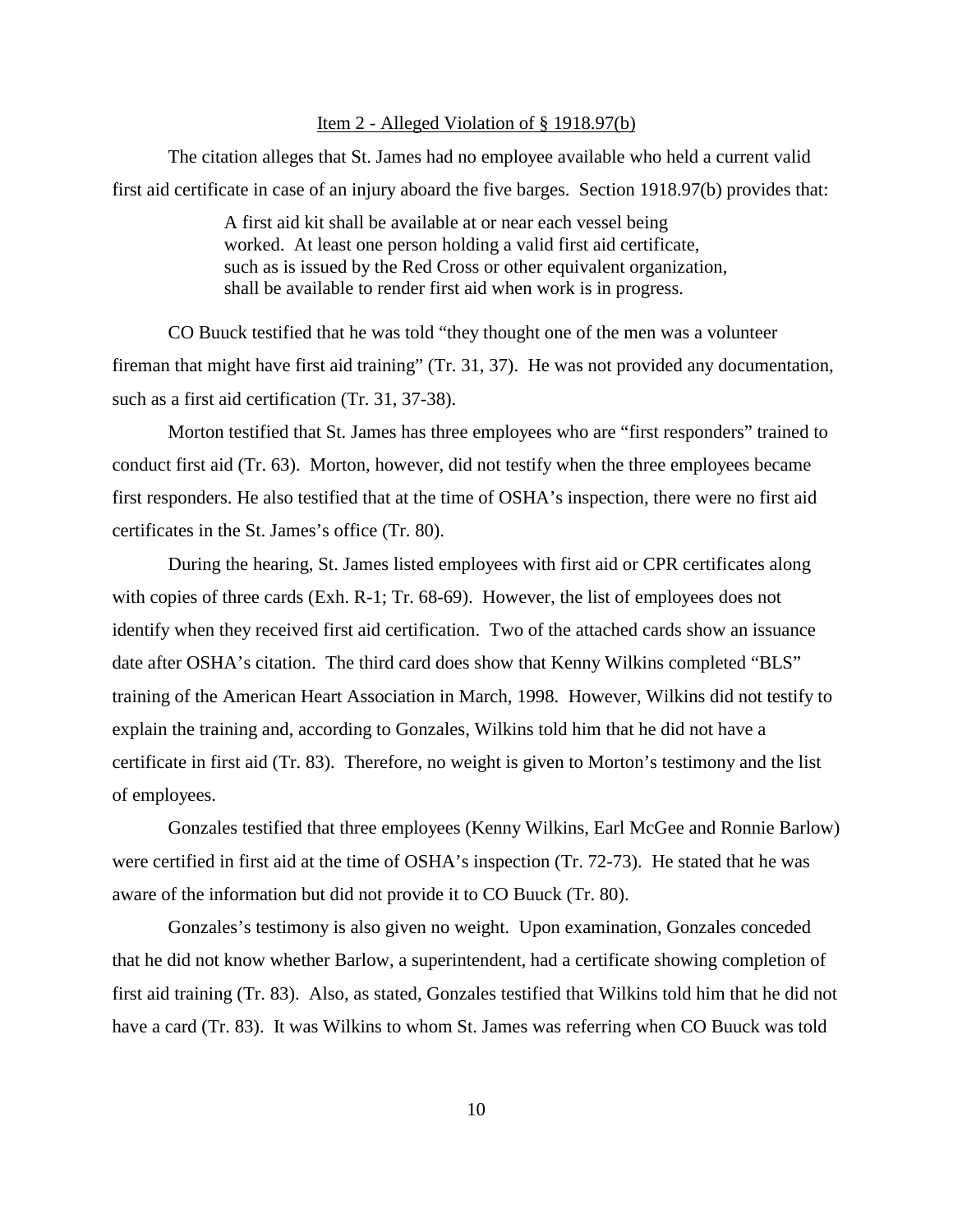<u>Item 2 - Alleged Violation of § 1918.97(b)</u>

The citation alleges that St. James had no employee available who held a current valid first aid certificate in case of an injury aboard the five barges. Section 1918.97(b) provides that:

> A first aid kit shall be available at or near each vessel being worked. At least one person holding a valid first aid certificate, such as is issued by the Red Cross or other equivalent organization, shall be available to render first aid when work is in progress.

CO Buuck testified that he was told "they thought one of the men was a volunteer fireman that might have first aid training" (Tr. 31, 37). He was not provided any documentation, such as a first aid certification (Tr. 31, 37-38).

Morton testified that St. James has three employees who are "first responders" trained to conduct first aid (Tr. 63). Morton, however, did not testify when the three employees became first responders. He also testified that at the time of OSHA's inspection, there were no first aid certificates in the St. James's office (Tr. 80).

During the hearing, St. James listed employees with first aid or CPR certificates along with copies of three cards (Exh. R-1; Tr. 68-69). However, the list of employees does not identify when they received first aid certification. Two of the attached cards show an issuance date after OSHA's citation. The third card does show that Kenny Wilkins completed "BLS" training of the American Heart Association in March, 1998. However, Wilkins did not testify to explain the training and, according to Gonzales, Wilkins told him that he did not have a certificate in first aid (Tr. 83). Therefore, no weight is given to Morton's testimony and the list of employees.

Gonzales testified that three employees (Kenny Wilkins, Earl McGee and Ronnie Barlow) were certified in first aid at the time of OSHA's inspection (Tr. 72-73). He stated that he was aware of the information but did not provide it to CO Buuck (Tr. 80).

Gonzales's testimony is also given no weight. Upon examination, Gonzales conceded that he did not know whether Barlow, a superintendent, had a certificate showing completion of first aid training (Tr. 83). Also, as stated, Gonzales testified that Wilkins told him that he did not have a card (Tr. 83). It was Wilkins to whom St. James was referring when CO Buuck was told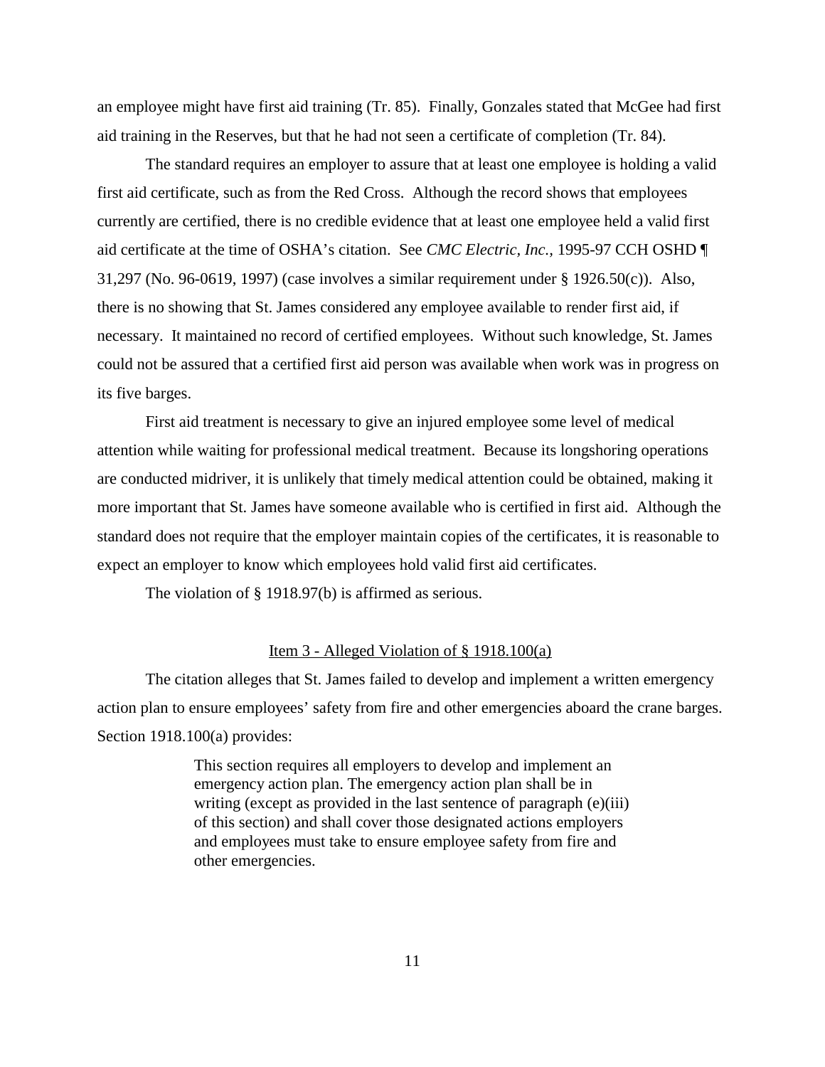an employee might have first aid training (Tr. 85). Finally, Gonzales stated that McGee had first aid training in the Reserves, but that he had not seen a certificate of completion (Tr. 84).

The standard requires an employer to assure that at least one employee is holding a valid first aid certificate, such as from the Red Cross. Although the record shows that employees currently are certified, there is no credible evidence that at least one employee held a valid first aid certificate at the time of OSHA's citation. See *CMC Electric, Inc.*, 1995-97 CCH OSHD ¶ 31,297 (No. 96-0619, 1997) (case involves a similar requirement under § 1926.50(c)). Also, there is no showing that St. James considered any employee available to render first aid, if necessary. It maintained no record of certified employees. Without such knowledge, St. James could not be assured that a certified first aid person was available when work was in progress on its five barges.

First aid treatment is necessary to give an injured employee some level of medical attention while waiting for professional medical treatment. Because its longshoring operations are conducted midriver, it is unlikely that timely medical attention could be obtained, making it more important that St. James have someone available who is certified in first aid. Although the standard does not require that the employer maintain copies of the certificates, it is reasonable to expect an employer to know which employees hold valid first aid certificates.

The violation of § 1918.97(b) is affirmed as serious.

## Item 3 - Alleged Violation of § 1918.100(a)

The citation alleges that St. James failed to develop and implement a written emergency action plan to ensure employees' safety from fire and other emergencies aboard the crane barges. Section 1918.100(a) provides:

> This section requires all employers to develop and implement an emergency action plan. The emergency action plan shall be in writing (except as provided in the last sentence of paragraph (e)(iii) of this section) and shall cover those designated actions employers and employees must take to ensure employee safety from fire and other emergencies.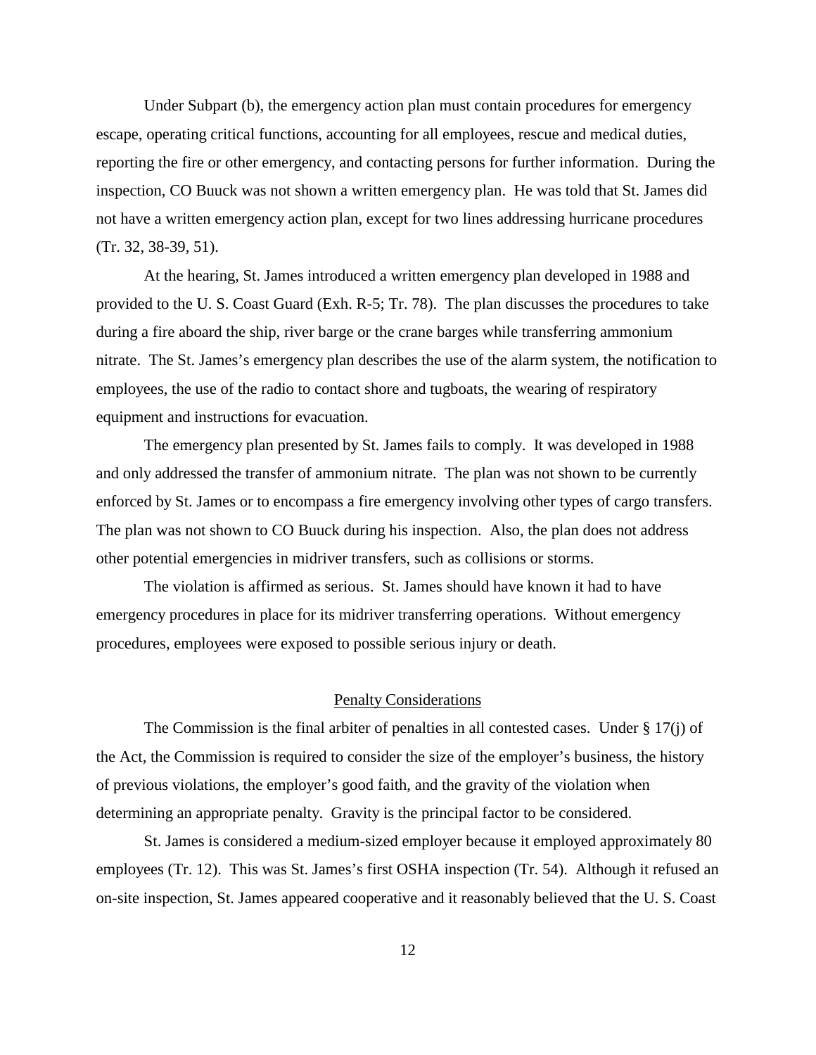Under Subpart (b), the emergency action plan must contain procedures for emergency escape, operating critical functions, accounting for all employees, rescue and medical duties, reporting the fire or other emergency, and contacting persons for further information. During the inspection, CO Buuck was not shown a written emergency plan. He was told that St. James did not have a written emergency action plan, except for two lines addressing hurricane procedures (Tr. 32, 38-39, 51).

At the hearing, St. James introduced a written emergency plan developed in 1988 and provided to the U. S. Coast Guard (Exh. R-5; Tr. 78). The plan discusses the procedures to take during a fire aboard the ship, river barge or the crane barges while transferring ammonium nitrate. The St. James's emergency plan describes the use of the alarm system, the notification to employees, the use of the radio to contact shore and tugboats, the wearing of respiratory equipment and instructions for evacuation.

The emergency plan presented by St. James fails to comply. It was developed in 1988 and only addressed the transfer of ammonium nitrate. The plan was not shown to be currently enforced by St. James or to encompass a fire emergency involving other types of cargo transfers. The plan was not shown to CO Buuck during his inspection. Also, the plan does not address other potential emergencies in midriver transfers, such as collisions or storms.

The violation is affirmed as serious. St. James should have known it had to have emergency procedures in place for its midriver transferring operations. Without emergency procedures, employees were exposed to possible serious injury or death.

## Penalty Considerations

The Commission is the final arbiter of penalties in all contested cases. Under § 17(j) of the Act, the Commission is required to consider the size of the employer's business, the history of previous violations, the employer's good faith, and the gravity of the violation when determining an appropriate penalty. Gravity is the principal factor to be considered.

St. James is considered a medium-sized employer because it employed approximately 80 employees (Tr. 12). This was St. James's first OSHA inspection (Tr. 54). Although it refused an on-site inspection, St. James appeared cooperative and it reasonably believed that the U. S. Coast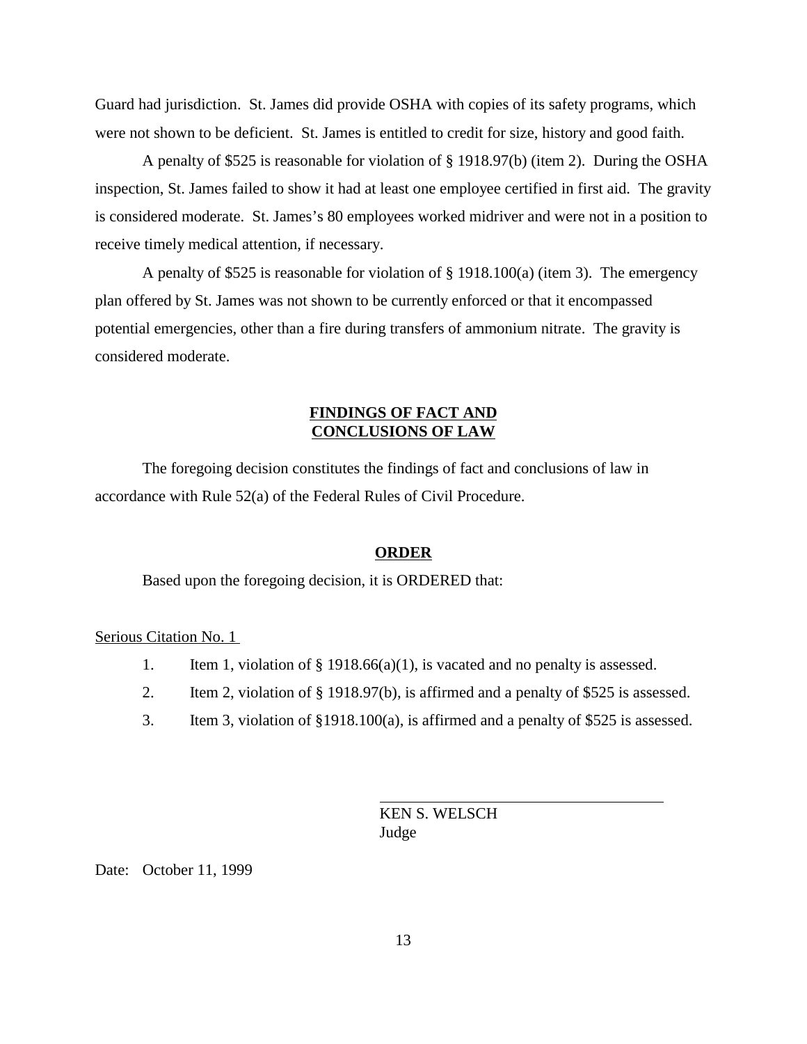Guard had jurisdiction. St. James did provide OSHA with copies of its safety programs, which were not shown to be deficient. St. James is entitled to credit for size, history and good faith.

A penalty of $525 is reasonable for violation of § 1918.97(b) (item 2). During the OSHA inspection, St. James failed to show it had at least one employee certified in first aid. The gravity is considered moderate. St. James's 80 employees worked midriver and were not in a position to receive timely medical attention, if necessary.

A penalty of $525 is reasonable for violation of § 1918.100(a) (item 3). The emergency plan offered by St. James was not shown to be currently enforced or that it encompassed potential emergencies, other than a fire during transfers of ammonium nitrate. The gravity is considered moderate.

## FINDINGS OF FACT AND CONCLUSIONS OF LAW

The foregoing decision constitutes the findings of fact and conclusions of law in accordance with Rule 52(a) of the Federal Rules of Civil Procedure.

## ORDER

Based upon the foregoing decision, it is ORDERED that:

Serious Citation No. 1

1. Item 1, violation of § 1918.66(a)(1), is vacated and no penalty is assessed.
2. Item 2, violation of § 1918.97(b), is affirmed and a penalty of $525 is assessed.
3. Item 3, violation of §1918.100(a), is affirmed and a penalty of $525 is assessed.

KEN S. WELSCH
Judge

Date: October 11, 1999